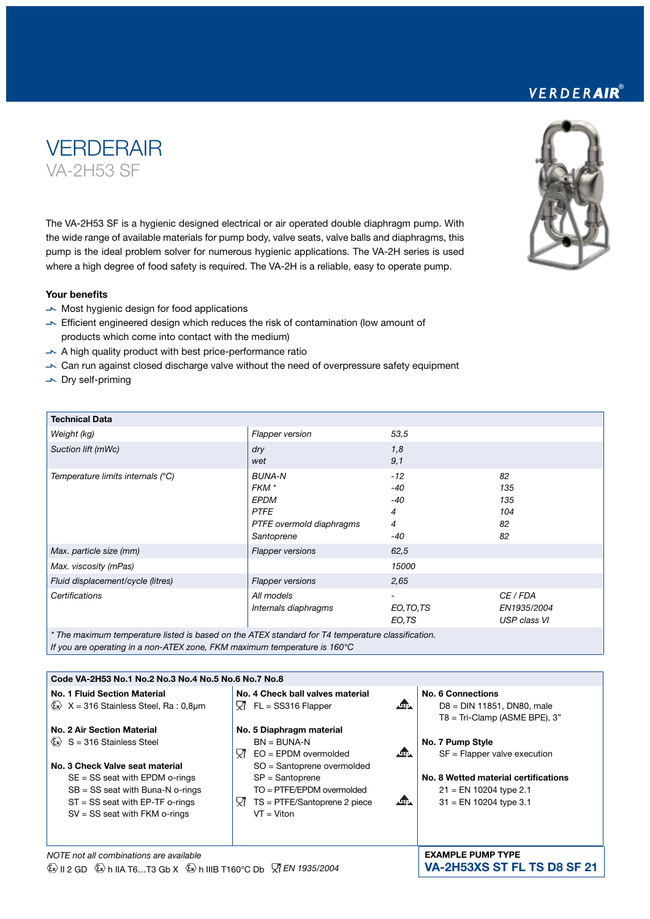VERDERAIR®

# VERDERAIR
## VA-2H53 SF

The VA-2H53 SF is a hygienic designed electrical or air operated double diaphragm pump. With the wide range of available materials for pump body, valve seats, valve balls and diaphragms, this pump is the ideal problem solver for numerous hygienic applications. The VA-2H series is used where a high degree of food safety is required. The VA-2H is a reliable, easy to operate pump.

**Your benefits**

- Most hygienic design for food applications
- Efficient engineered design which reduces the risk of contamination (low amount of products which come into contact with the medium)
- A high quality product with best price-performance ratio
- Can run against closed discharge valve without the need of overpressure safety equipment
- Dry self-priming

| Technical Data | | | |
|---|---|---|---|
| *Weight (kg)* | *Flapper version* | *53,5* | |
| *Suction lift (mWc)* | *dry* | *1,8* | |
| | *wet* | *9,1* | |
| *Temperature limits internals (°C)* | *BUNA-N* | *-12* | *82* |
| | *FKM ** | *-40* | *135* |
| | *EPDM* | *-40* | *135* |
| | *PTFE* | *4* | *104* |
| | *PTFE overmold diaphragms* | *4* | *82* |
| | *Santoprene* | *-40* | *82* |
| *Max. particle size (mm)* | *Flapper versions* | *62,5* | |
| *Max. viscosity (mPas)* | | *15000* | |
| *Fluid displacement/cycle (litres)* | *Flapper versions* | *2,65* | |
| *Certifications* | *All models* | *-* | *CE / FDA* |
| | *Internals diaphragms* | *EO,TO,TS* | *EN1935/2004* |
| | | *EO,TS* | *USP class VI* |

*\* The maximum temperature listed is based on the ATEX standard for T4 temperature classification. If you are operating in a non-ATEX zone, FKM maximum temperature is 160°C*

**Code VA-2H53 No.1 No.2 No.3 No.4 No.5 No.6 No.7 No.8**

**No. 1 Fluid Section Material**
- X = 316 Stainless Steel, Ra : 0,8µm

**No. 2 Air Section Material**
- S = 316 Stainless Steel

**No. 3 Check Valve seat material**
- SE = SS seat with EPDM o-rings
- SB = SS seat with Buna-N o-rings
- ST = SS seat with EP-TF o-rings
- SV = SS seat with FKM o-rings

**No. 4 Check ball valves material**
- FL = SS316 Flapper (USP)

**No. 5 Diaphragm material**
- BN = BUNA-N
- EO = EPDM overmolded (USP)
- SO = Santoprene overmolded
- SP = Santoprene
- TO = PTFE/EPDM overmolded
- TS = PTFE/Santoprene 2 piece (USP)
- VT = Viton

**No. 6 Connections**
- D8 = DIN 11851, DN80, male
- T8 = Tri-Clamp (ASME BPE), 3"

**No. 7 Pump Style**
- SF = Flapper valve execution

**No. 8 Wetted material certifications**
- 21 = EN 10204 type 2.1
- 31 = EN 10204 type 3.1

*NOTE not all combinations are available*

II 2 GD h IIA T6…T3 Gb X h IIIB T160°C Db *EN 1935/2004*

**EXAMPLE PUMP TYPE**
**VA-2H53XS ST FL TS D8 SF 21**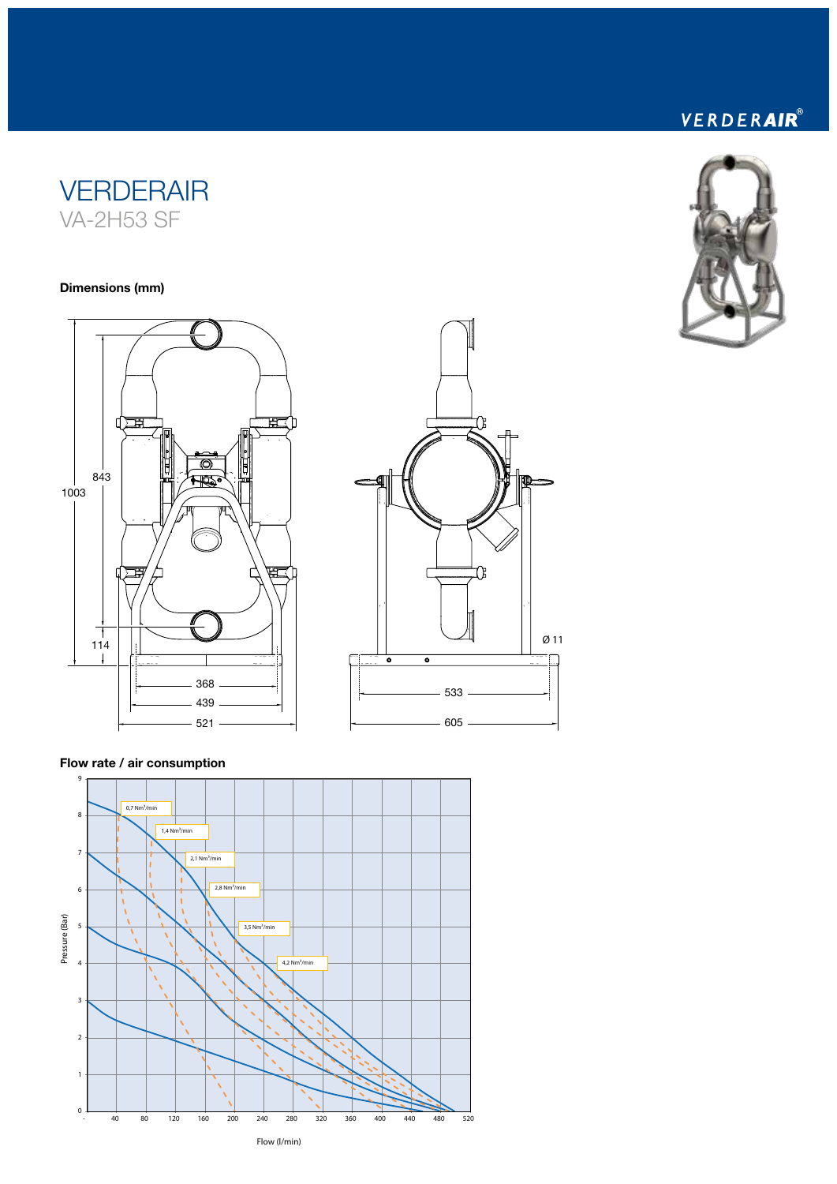# VERDERAIR

## VA-2H53 SF

### Dimensions (mm)

1003

843

114

368

439

521

Ø 11

533

605

### Flow rate / air consumption

0,7 Nm³/min

1,4 Nm³/min

2,1 Nm³/min

2,8 Nm³/min

3,5 Nm³/min

4,2 Nm³/min

Pressure (Bar)

Flow (l/min)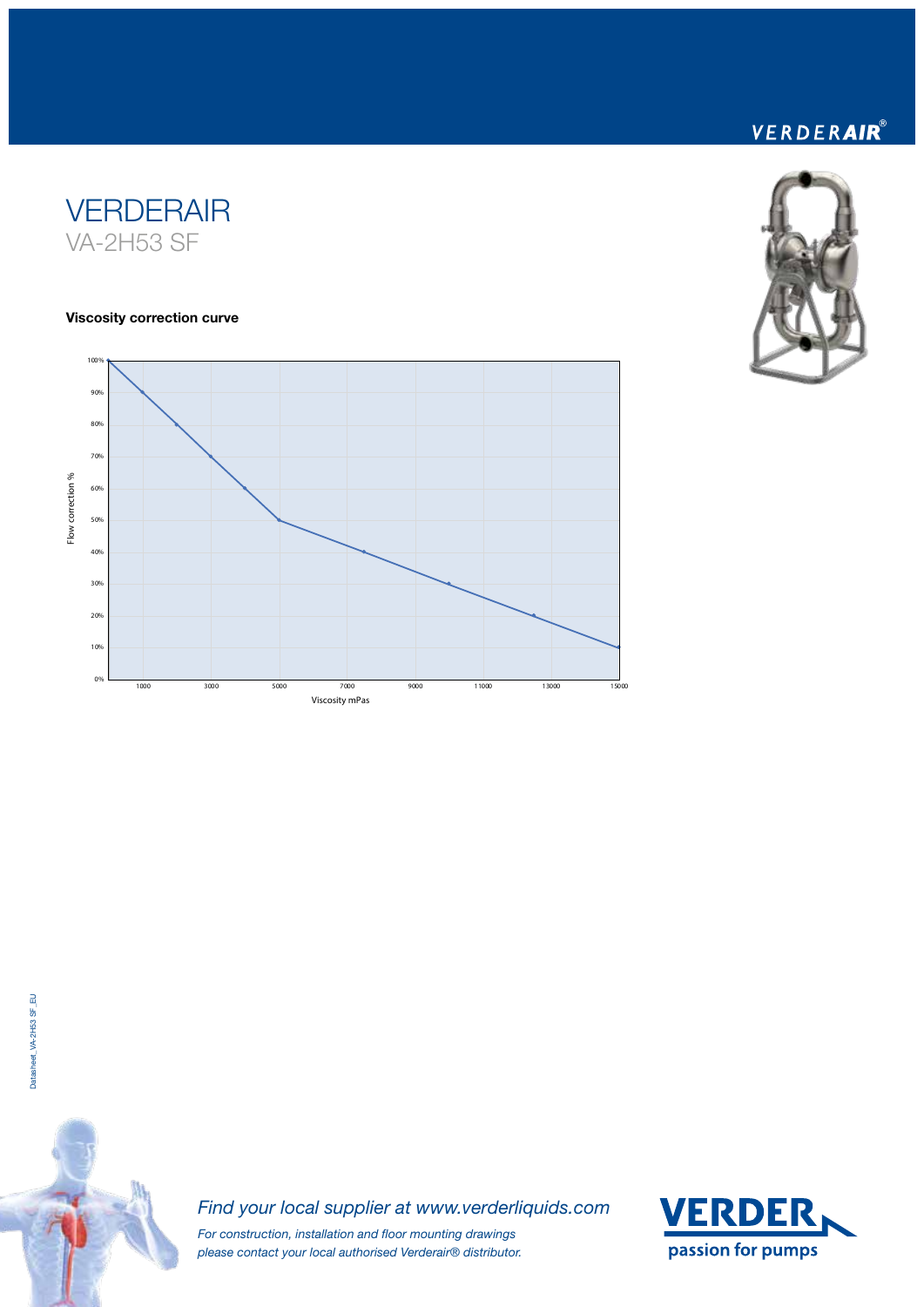# VERDERAIR

## VA-2H53 SF

### Viscosity correction curve

Flow correction %

100%
90%
80%
70%
60%
50%
40%
30%
20%
10%
0%

1000
3000
5000
7000
9000
11000
13000
15000

Viscosity mPas

Datasheet_VA-2H53 SF_EU

*Find your local supplier at www.verderliquids.com*

*For construction, installation and floor mounting drawings please contact your local authorised Verderair® distributor.*

VERDER
passion for pumps